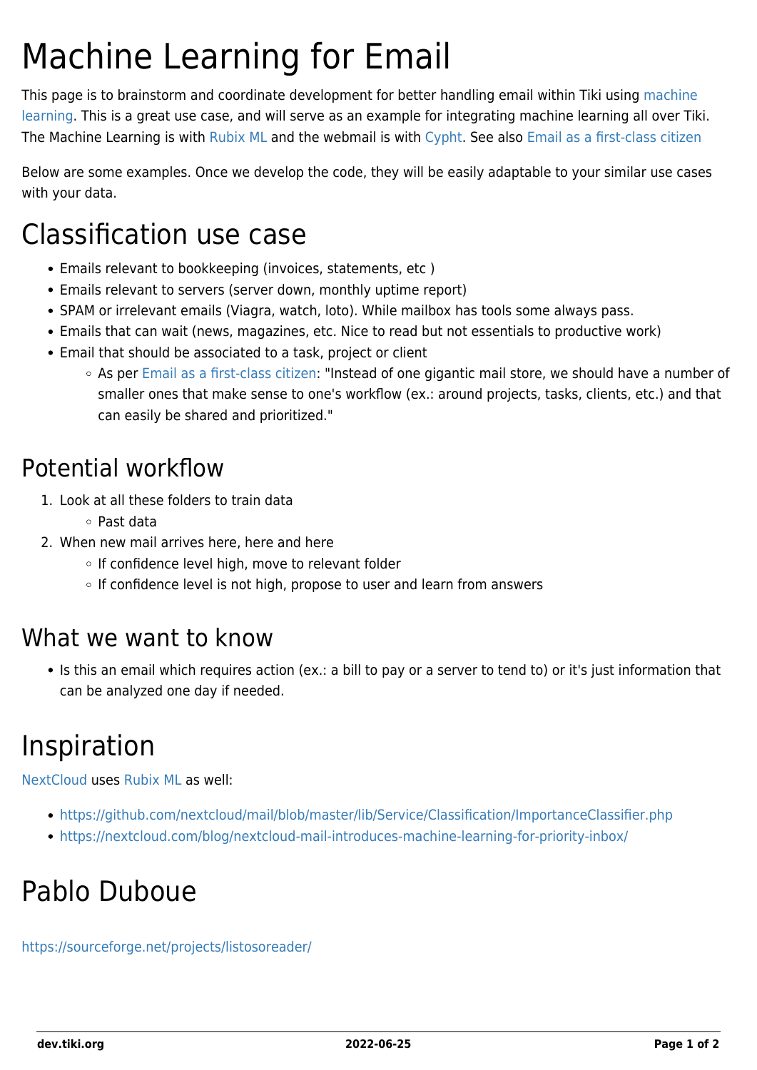# Machine Learning for Email

This page is to brainstorm and coordinate development for better handling email within Tiki using machine learning. This is a great use case, and will serve as an example for integrating machine learning all over Tiki. The Machine Learning is with Rubix ML and the webmail is with Cypht. See also Email as a first-class citizen

Below are some examples. Once we develop the code, they will be easily adaptable to your similar use cases with your data.

# Classification use case

- Emails relevant to bookkeeping (invoices, statements, etc )
- Emails relevant to servers (server down, monthly uptime report)
- SPAM or irrelevant emails (Viagra, watch, loto). While mailbox has tools some always pass.
- Emails that can wait (news, magazines, etc. Nice to read but not essentials to productive work)
- Email that should be associated to a task, project or client
  - As per Email as a first-class citizen: "Instead of one gigantic mail store, we should have a number of smaller ones that make sense to one's workflow (ex.: around projects, tasks, clients, etc.) and that can easily be shared and prioritized."

## Potential workflow

1. Look at all these folders to train data
   - Past data
2. When new mail arrives here, here and here
   - If confidence level high, move to relevant folder
   - If confidence level is not high, propose to user and learn from answers

## What we want to know

- Is this an email which requires action (ex.: a bill to pay or a server to tend to) or it's just information that can be analyzed one day if needed.

# Inspiration

NextCloud uses Rubix ML as well:

- https://github.com/nextcloud/mail/blob/master/lib/Service/Classification/ImportanceClassifier.php
- https://nextcloud.com/blog/nextcloud-mail-introduces-machine-learning-for-priority-inbox/

# Pablo Duboue

https://sourceforge.net/projects/listosoreader/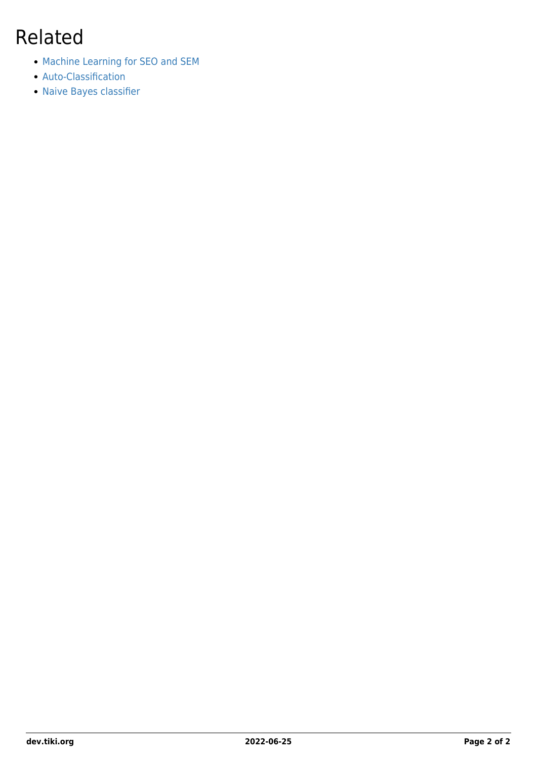# Related

- Machine Learning for SEO and SEM
- Auto-Classification
- Naive Bayes classifier